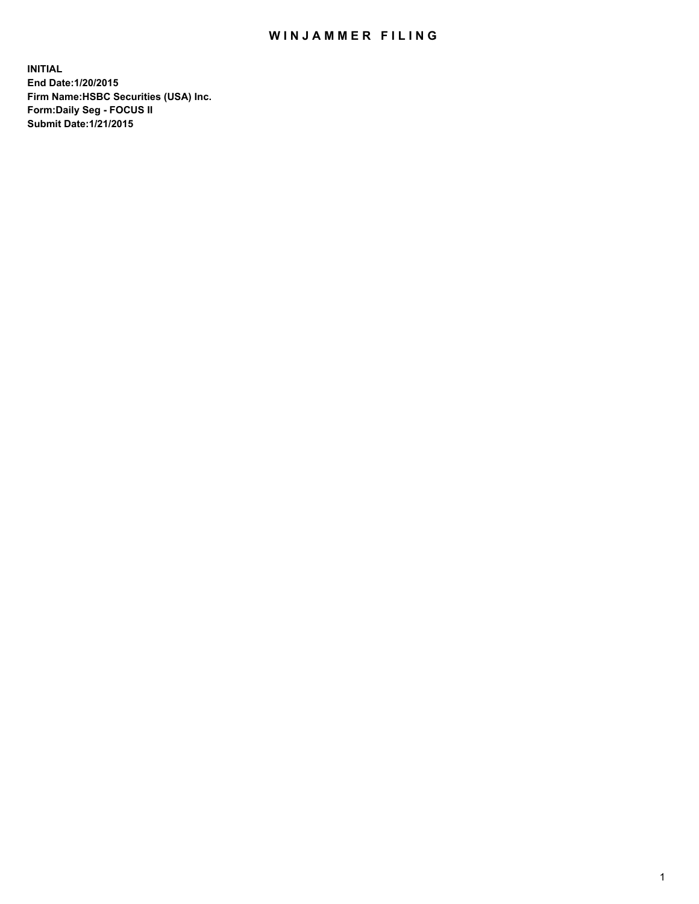# WINJAMMER FILING

**INITIAL**
**End Date:1/20/2015**
**Firm Name:HSBC Securities (USA) Inc.**
**Form:Daily Seg - FOCUS II**
**Submit Date:1/21/2015**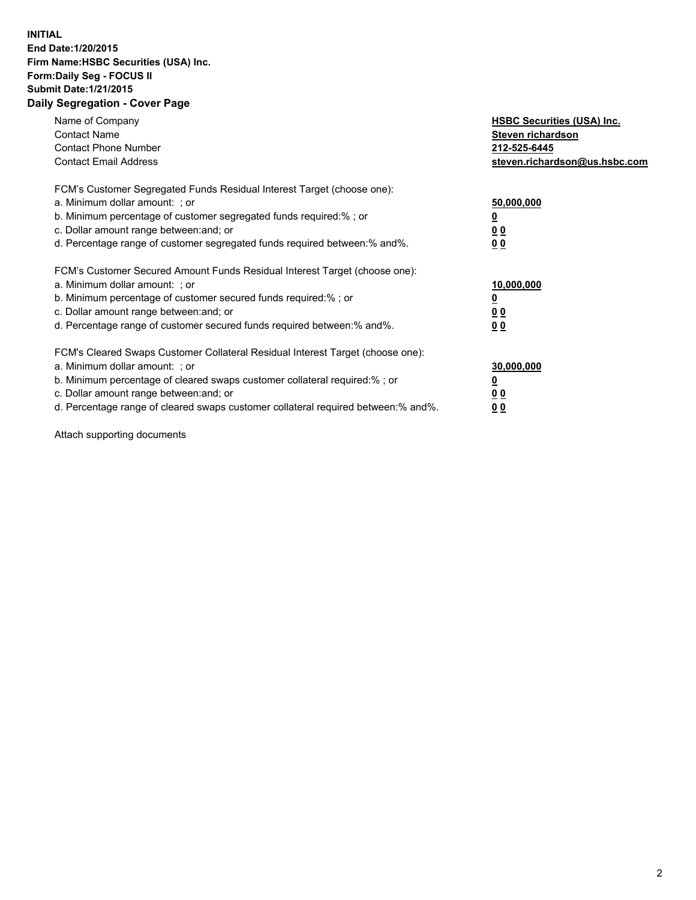**INITIAL**
**End Date:1/20/2015**
**Firm Name:HSBC Securities (USA) Inc.**
**Form:Daily Seg - FOCUS II**
**Submit Date:1/21/2015**

## Daily Segregation - Cover Page

| | |
|---|---|
| Name of Company | **HSBC Securities (USA) Inc.** |
| Contact Name | **Steven richardson** |
| Contact Phone Number | **212-525-6445** |
| Contact Email Address | **steven.richardson@us.hsbc.com** |

| | |
|---|---|
| FCM's Customer Segregated Funds Residual Interest Target (choose one): | |
| a. Minimum dollar amount: ; or | **50,000,000** |
| b. Minimum percentage of customer segregated funds required:% ; or | **0** |
| c. Dollar amount range between:and; or | **0 0** |
| d. Percentage range of customer segregated funds required between:% and%. | **0 0** |

| | |
|---|---|
| FCM's Customer Secured Amount Funds Residual Interest Target (choose one): | |
| a. Minimum dollar amount: ; or | **10,000,000** |
| b. Minimum percentage of customer secured funds required:% ; or | **0** |
| c. Dollar amount range between:and; or | **0 0** |
| d. Percentage range of customer secured funds required between:% and%. | **0 0** |

| | |
|---|---|
| FCM's Cleared Swaps Customer Collateral Residual Interest Target (choose one): | |
| a. Minimum dollar amount: ; or | **30,000,000** |
| b. Minimum percentage of cleared swaps customer collateral required:% ; or | **0** |
| c. Dollar amount range between:and; or | **0 0** |
| d. Percentage range of cleared swaps customer collateral required between:% and%. | **0 0** |

Attach supporting documents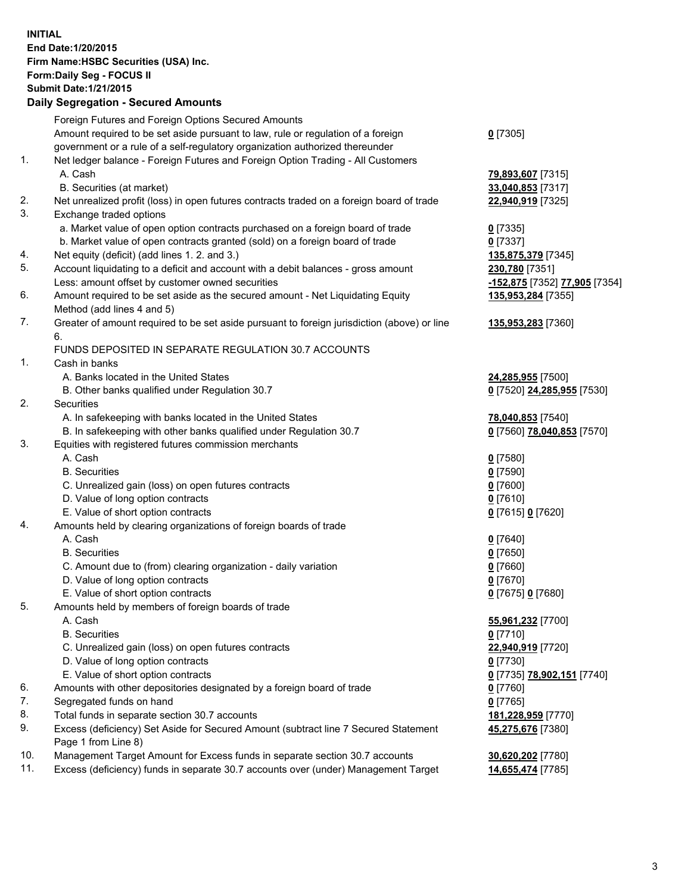**INITIAL**
**End Date:1/20/2015**
**Firm Name:HSBC Securities (USA) Inc.**
**Form:Daily Seg - FOCUS II**
**Submit Date:1/21/2015**

## Daily Segregation - Secured Amounts

| | | |
|---|---|---|
| | Foreign Futures and Foreign Options Secured Amounts | |
| | Amount required to be set aside pursuant to law, rule or regulation of a foreign government or a rule of a self-regulatory organization authorized thereunder | **0** [7305] |
| 1. | Net ledger balance - Foreign Futures and Foreign Option Trading - All Customers | |
| | A. Cash | **79,893,607** [7315] |
| | B. Securities (at market) | **33,040,853** [7317] |
| 2. | Net unrealized profit (loss) in open futures contracts traded on a foreign board of trade | **22,940,919** [7325] |
| 3. | Exchange traded options | |
| | a. Market value of open option contracts purchased on a foreign board of trade | **0** [7335] |
| | b. Market value of open contracts granted (sold) on a foreign board of trade | **0** [7337] |
| 4. | Net equity (deficit) (add lines 1. 2. and 3.) | **135,875,379** [7345] |
| 5. | Account liquidating to a deficit and account with a debit balances - gross amount | **230,780** [7351] |
| | Less: amount offset by customer owned securities | **-152,875** [7352] **77,905** [7354] |
| 6. | Amount required to be set aside as the secured amount - Net Liquidating Equity Method (add lines 4 and 5) | **135,953,284** [7355] |
| 7. | Greater of amount required to be set aside pursuant to foreign jurisdiction (above) or line 6. | **135,953,283** [7360] |
| | FUNDS DEPOSITED IN SEPARATE REGULATION 30.7 ACCOUNTS | |
| 1. | Cash in banks | |
| | A. Banks located in the United States | **24,285,955** [7500] |
| | B. Other banks qualified under Regulation 30.7 | **0** [7520] **24,285,955** [7530] |
| 2. | Securities | |
| | A. In safekeeping with banks located in the United States | **78,040,853** [7540] |
| | B. In safekeeping with other banks qualified under Regulation 30.7 | **0** [7560] **78,040,853** [7570] |
| 3. | Equities with registered futures commission merchants | |
| | A. Cash | **0** [7580] |
| | B. Securities | **0** [7590] |
| | C. Unrealized gain (loss) on open futures contracts | **0** [7600] |
| | D. Value of long option contracts | **0** [7610] |
| | E. Value of short option contracts | **0** [7615] **0** [7620] |
| 4. | Amounts held by clearing organizations of foreign boards of trade | |
| | A. Cash | **0** [7640] |
| | B. Securities | **0** [7650] |
| | C. Amount due to (from) clearing organization - daily variation | **0** [7660] |
| | D. Value of long option contracts | **0** [7670] |
| | E. Value of short option contracts | **0** [7675] **0** [7680] |
| 5. | Amounts held by members of foreign boards of trade | |
| | A. Cash | **55,961,232** [7700] |
| | B. Securities | **0** [7710] |
| | C. Unrealized gain (loss) on open futures contracts | **22,940,919** [7720] |
| | D. Value of long option contracts | **0** [7730] |
| | E. Value of short option contracts | **0** [7735] **78,902,151** [7740] |
| 6. | Amounts with other depositories designated by a foreign board of trade | **0** [7760] |
| 7. | Segregated funds on hand | **0** [7765] |
| 8. | Total funds in separate section 30.7 accounts | **181,228,959** [7770] |
| 9. | Excess (deficiency) Set Aside for Secured Amount (subtract line 7 Secured Statement Page 1 from Line 8) | **45,275,676** [7380] |
| 10. | Management Target Amount for Excess funds in separate section 30.7 accounts | **30,620,202** [7780] |
| 11. | Excess (deficiency) funds in separate 30.7 accounts over (under) Management Target | **14,655,474** [7785] |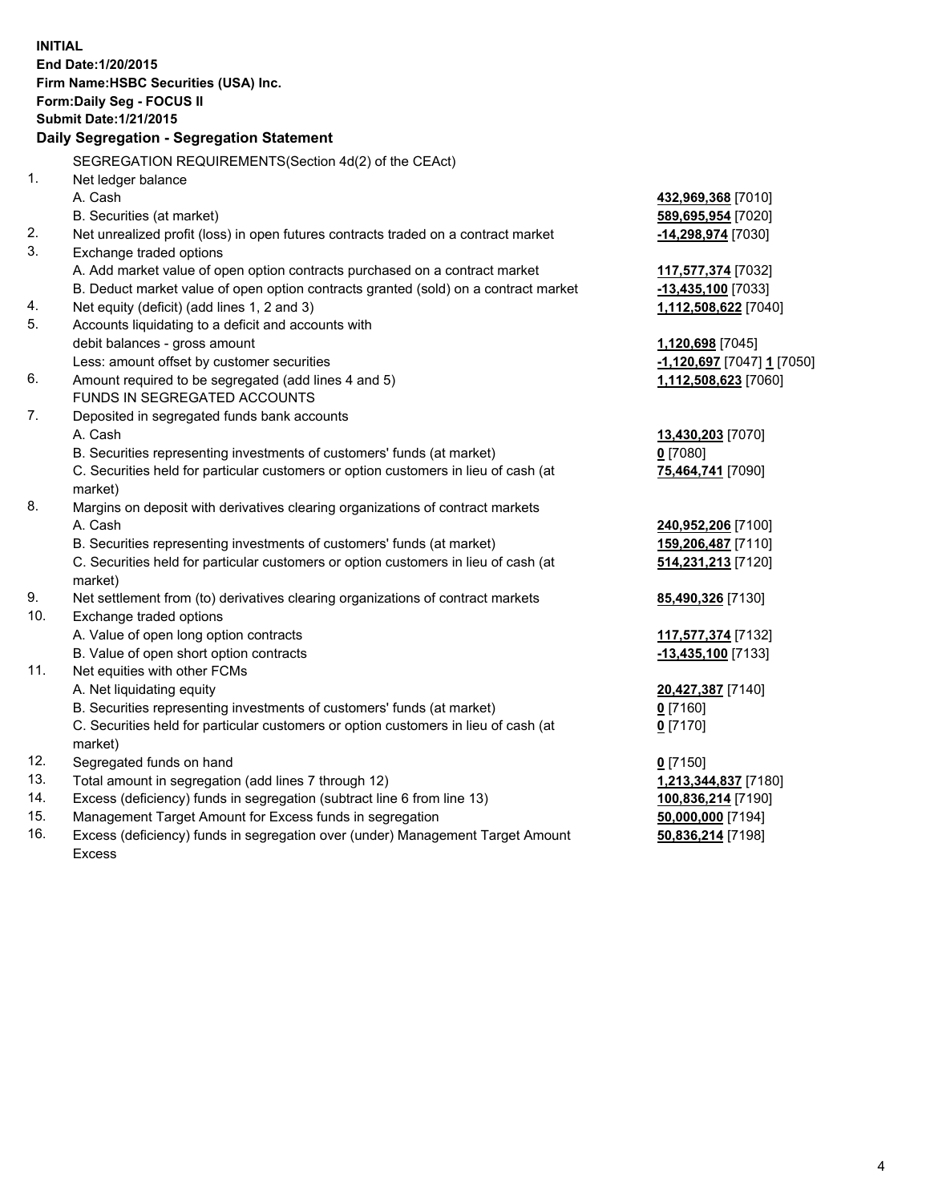**INITIAL**
**End Date:1/20/2015**
**Firm Name:HSBC Securities (USA) Inc.**
**Form:Daily Seg - FOCUS II**
**Submit Date:1/21/2015**

## Daily Segregation - Segregation Statement

| | | |
|---|---|---|
| | SEGREGATION REQUIREMENTS(Section 4d(2) of the CEAct) | |
| 1. | Net ledger balance | |
| | A. Cash | **432,969,368** [7010] |
| | B. Securities (at market) | **589,695,954** [7020] |
| 2. | Net unrealized profit (loss) in open futures contracts traded on a contract market | **-14,298,974** [7030] |
| 3. | Exchange traded options | |
| | A. Add market value of open option contracts purchased on a contract market | **117,577,374** [7032] |
| | B. Deduct market value of open option contracts granted (sold) on a contract market | **-13,435,100** [7033] |
| 4. | Net equity (deficit) (add lines 1, 2 and 3) | **1,112,508,622** [7040] |
| 5. | Accounts liquidating to a deficit and accounts with debit balances - gross amount | **1,120,698** [7045] |
| | Less: amount offset by customer securities | **-1,120,697** [7047] **1** [7050] |
| 6. | Amount required to be segregated (add lines 4 and 5) | **1,112,508,623** [7060] |
| | FUNDS IN SEGREGATED ACCOUNTS | |
| 7. | Deposited in segregated funds bank accounts | |
| | A. Cash | **13,430,203** [7070] |
| | B. Securities representing investments of customers' funds (at market) | **0** [7080] |
| | C. Securities held for particular customers or option customers in lieu of cash (at market) | **75,464,741** [7090] |
| 8. | Margins on deposit with derivatives clearing organizations of contract markets | |
| | A. Cash | **240,952,206** [7100] |
| | B. Securities representing investments of customers' funds (at market) | **159,206,487** [7110] |
| | C. Securities held for particular customers or option customers in lieu of cash (at market) | **514,231,213** [7120] |
| 9. | Net settlement from (to) derivatives clearing organizations of contract markets | **85,490,326** [7130] |
| 10. | Exchange traded options | |
| | A. Value of open long option contracts | **117,577,374** [7132] |
| | B. Value of open short option contracts | **-13,435,100** [7133] |
| 11. | Net equities with other FCMs | |
| | A. Net liquidating equity | **20,427,387** [7140] |
| | B. Securities representing investments of customers' funds (at market) | **0** [7160] |
| | C. Securities held for particular customers or option customers in lieu of cash (at market) | **0** [7170] |
| 12. | Segregated funds on hand | **0** [7150] |
| 13. | Total amount in segregation (add lines 7 through 12) | **1,213,344,837** [7180] |
| 14. | Excess (deficiency) funds in segregation (subtract line 6 from line 13) | **100,836,214** [7190] |
| 15. | Management Target Amount for Excess funds in segregation | **50,000,000** [7194] |
| 16. | Excess (deficiency) funds in segregation over (under) Management Target Amount Excess | **50,836,214** [7198] |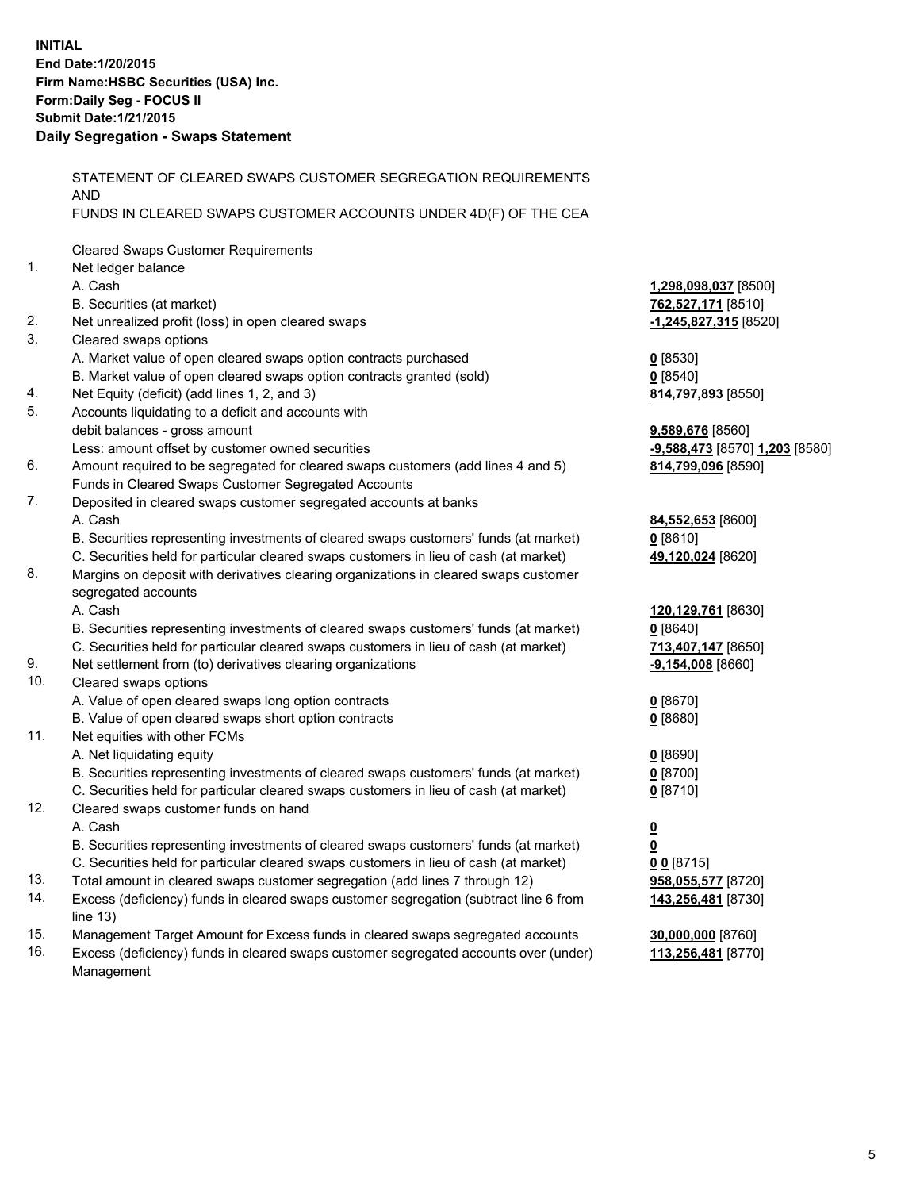**INITIAL**
**End Date:1/20/2015**
**Firm Name:HSBC Securities (USA) Inc.**
**Form:Daily Seg - FOCUS II**
**Submit Date:1/21/2015**
**Daily Segregation - Swaps Statement**

STATEMENT OF CLEARED SWAPS CUSTOMER SEGREGATION REQUIREMENTS AND FUNDS IN CLEARED SWAPS CUSTOMER ACCOUNTS UNDER 4D(F) OF THE CEA

| | | |
|---|---|---|
| | Cleared Swaps Customer Requirements | |
| 1. | Net ledger balance | |
| | A. Cash | **1,298,098,037** [8500] |
| | B. Securities (at market) | **762,527,171** [8510] |
| 2. | Net unrealized profit (loss) in open cleared swaps | **-1,245,827,315** [8520] |
| 3. | Cleared swaps options | |
| | A. Market value of open cleared swaps option contracts purchased | **0** [8530] |
| | B. Market value of open cleared swaps option contracts granted (sold) | **0** [8540] |
| 4. | Net Equity (deficit) (add lines 1, 2, and 3) | **814,797,893** [8550] |
| 5. | Accounts liquidating to a deficit and accounts with debit balances - gross amount | **9,589,676** [8560] |
| | Less: amount offset by customer owned securities | **-9,588,473** [8570] **1,203** [8580] |
| 6. | Amount required to be segregated for cleared swaps customers (add lines 4 and 5) | **814,799,096** [8590] |
| | Funds in Cleared Swaps Customer Segregated Accounts | |
| 7. | Deposited in cleared swaps customer segregated accounts at banks | |
| | A. Cash | **84,552,653** [8600] |
| | B. Securities representing investments of cleared swaps customers' funds (at market) | **0** [8610] |
| | C. Securities held for particular cleared swaps customers in lieu of cash (at market) | **49,120,024** [8620] |
| 8. | Margins on deposit with derivatives clearing organizations in cleared swaps customer segregated accounts | |
| | A. Cash | **120,129,761** [8630] |
| | B. Securities representing investments of cleared swaps customers' funds (at market) | **0** [8640] |
| | C. Securities held for particular cleared swaps customers in lieu of cash (at market) | **713,407,147** [8650] |
| 9. | Net settlement from (to) derivatives clearing organizations | **-9,154,008** [8660] |
| 10. | Cleared swaps options | |
| | A. Value of open cleared swaps long option contracts | **0** [8670] |
| | B. Value of open cleared swaps short option contracts | **0** [8680] |
| 11. | Net equities with other FCMs | |
| | A. Net liquidating equity | **0** [8690] |
| | B. Securities representing investments of cleared swaps customers' funds (at market) | **0** [8700] |
| | C. Securities held for particular cleared swaps customers in lieu of cash (at market) | **0** [8710] |
| 12. | Cleared swaps customer funds on hand | |
| | A. Cash | **0** |
| | B. Securities representing investments of cleared swaps customers' funds (at market) | **0** |
| | C. Securities held for particular cleared swaps customers in lieu of cash (at market) | **0** **0** [8715] |
| 13. | Total amount in cleared swaps customer segregation (add lines 7 through 12) | **958,055,577** [8720] |
| 14. | Excess (deficiency) funds in cleared swaps customer segregation (subtract line 6 from line 13) | **143,256,481** [8730] |
| 15. | Management Target Amount for Excess funds in cleared swaps segregated accounts | **30,000,000** [8760] |
| 16. | Excess (deficiency) funds in cleared swaps customer segregated accounts over (under) Management | **113,256,481** [8770] |